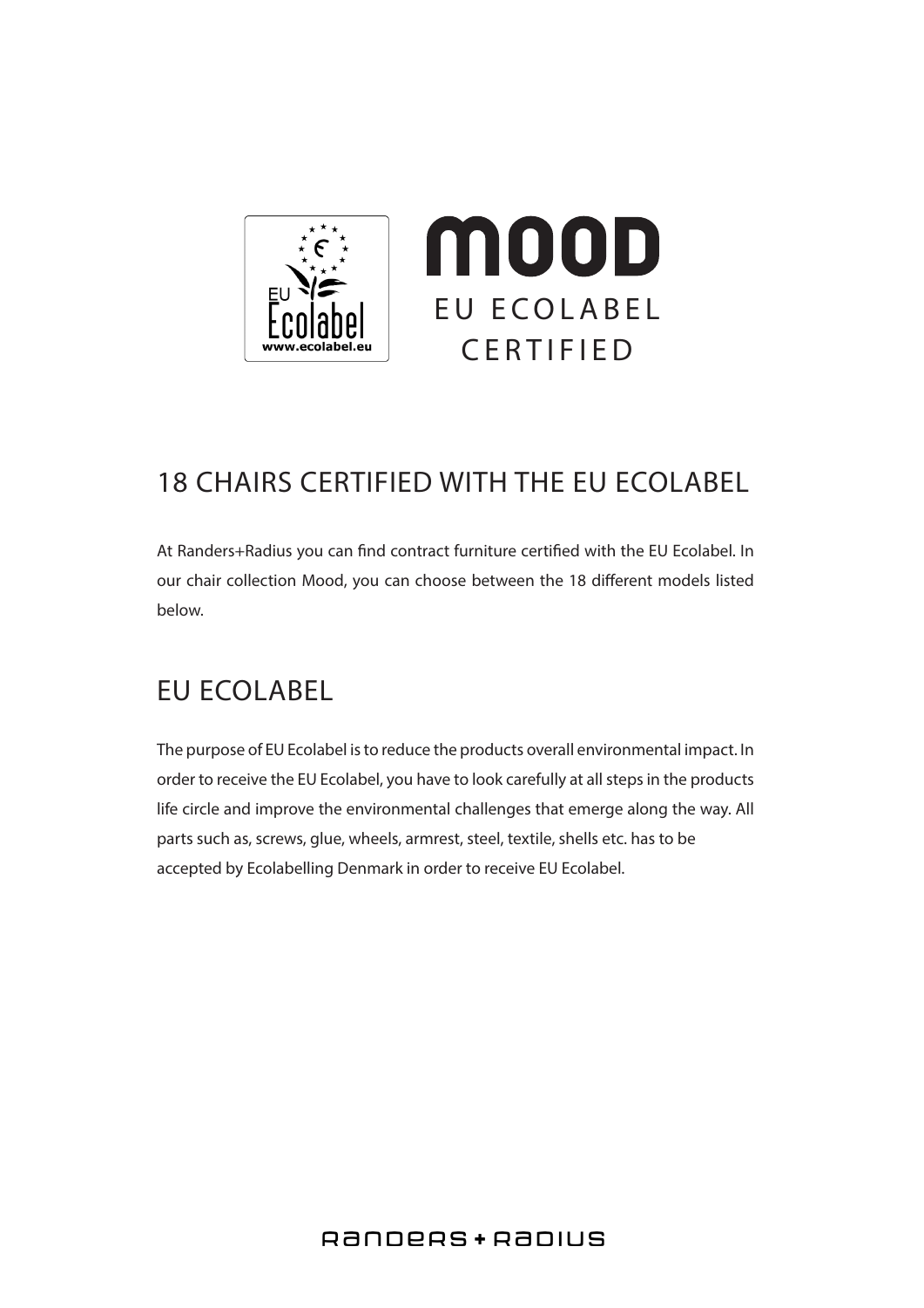# MOOD

EU ECOLABEL CERTIFIED

## 18 CHAIRS CERTIFIED WITH THE EU ECOLABEL

At Randers+Radius you can find contract furniture certified with the EU Ecolabel. In our chair collection Mood, you can choose between the 18 different models listed below.

## EU ECOLABEL

The purpose of EU Ecolabel is to reduce the products overall environmental impact. In order to receive the EU Ecolabel, you have to look carefully at all steps in the products life circle and improve the environmental challenges that emerge along the way. All parts such as, screws, glue, wheels, armrest, steel, textile, shells etc. has to be accepted by Ecolabelling Denmark in order to receive EU Ecolabel.

RANDERS+RADIUS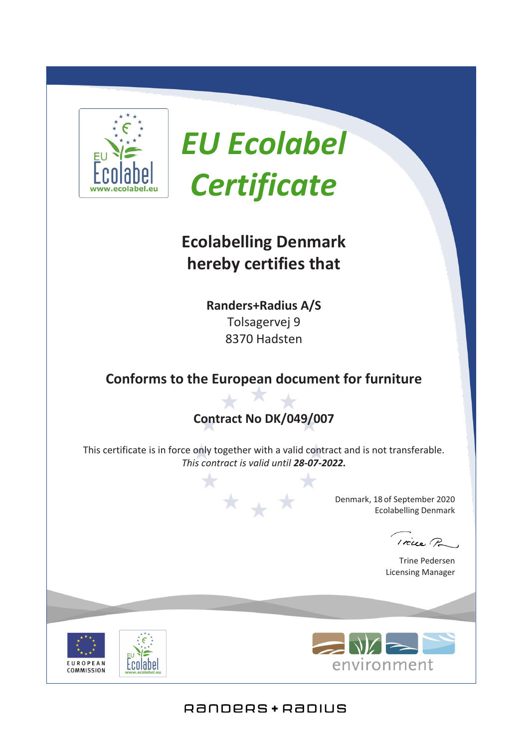# EU Ecolabel Certificate

## Ecolabelling Denmark hereby certifies that

**Randers+Radius A/S**
Tolsagervej 9
8370 Hadsten

### Conforms to the European document for furniture

### Contract No DK/049/007

This certificate is in force only together with a valid contract and is not transferable.
*This contract is valid until **28-07-2022.***

Denmark, 18 of September 2020
Ecolabelling Denmark

Trine Pedersen
Licensing Manager

EUROPEAN COMMISSION

environment

RANDERS + RADIUS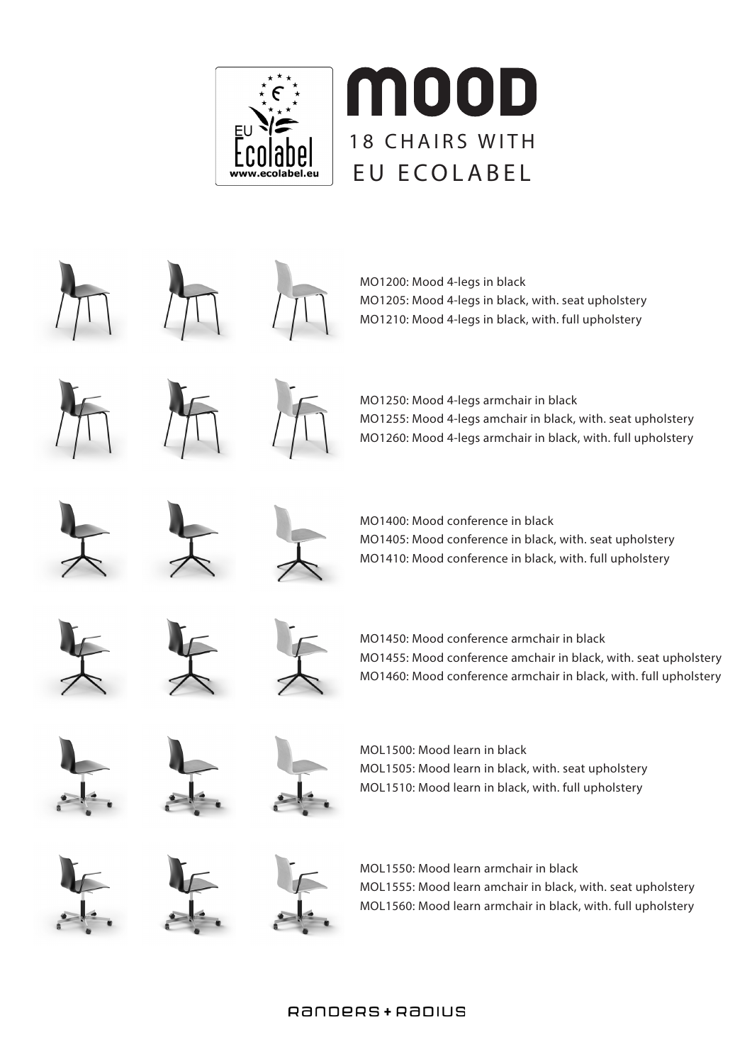# MOOD

18 CHAIRS WITH EU ECOLABEL

MO1200: Mood 4-legs in black
MO1205: Mood 4-legs in black, with. seat upholstery
MO1210: Mood 4-legs in black, with. full upholstery

MO1250: Mood 4-legs armchair in black
MO1255: Mood 4-legs amchair in black, with. seat upholstery
MO1260: Mood 4-legs armchair in black, with. full upholstery

MO1400: Mood conference in black
MO1405: Mood conference in black, with. seat upholstery
MO1410: Mood conference in black, with. full upholstery

MO1450: Mood conference armchair in black
MO1455: Mood conference amchair in black, with. seat upholstery
MO1460: Mood conference armchair in black, with. full upholstery

MOL1500: Mood learn in black
MOL1505: Mood learn in black, with. seat upholstery
MOL1510: Mood learn in black, with. full upholstery

MOL1550: Mood learn armchair in black
MOL1555: Mood learn amchair in black, with. seat upholstery
MOL1560: Mood learn armchair in black, with. full upholstery

RANDERS + RADIUS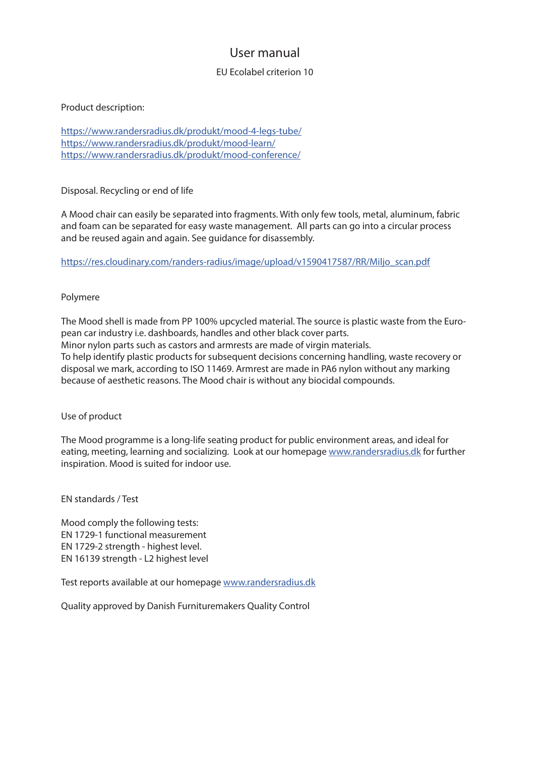# User manual

EU Ecolabel criterion 10

Product description:

https://www.randersradius.dk/produkt/mood-4-legs-tube/
https://www.randersradius.dk/produkt/mood-learn/
https://www.randersradius.dk/produkt/mood-conference/

Disposal. Recycling or end of life

A Mood chair can easily be separated into fragments. With only few tools, metal, aluminum, fabric and foam can be separated for easy waste management. All parts can go into a circular process and be reused again and again. See guidance for disassembly.

https://res.cloudinary.com/randers-radius/image/upload/v1590417587/RR/Miljo_scan.pdf

Polymere

The Mood shell is made from PP 100% upcycled material. The source is plastic waste from the European car industry i.e. dashboards, handles and other black cover parts.
Minor nylon parts such as castors and armrests are made of virgin materials.
To help identify plastic products for subsequent decisions concerning handling, waste recovery or disposal we mark, according to ISO 11469. Armrest are made in PA6 nylon without any marking because of aesthetic reasons. The Mood chair is without any biocidal compounds.

Use of product

The Mood programme is a long-life seating product for public environment areas, and ideal for eating, meeting, learning and socializing. Look at our homepage www.randersradius.dk for further inspiration. Mood is suited for indoor use.

EN standards / Test

Mood comply the following tests:
EN 1729-1 functional measurement
EN 1729-2 strength - highest level.
EN 16139 strength - L2 highest level

Test reports available at our homepage www.randersradius.dk

Quality approved by Danish Furnituremakers Quality Control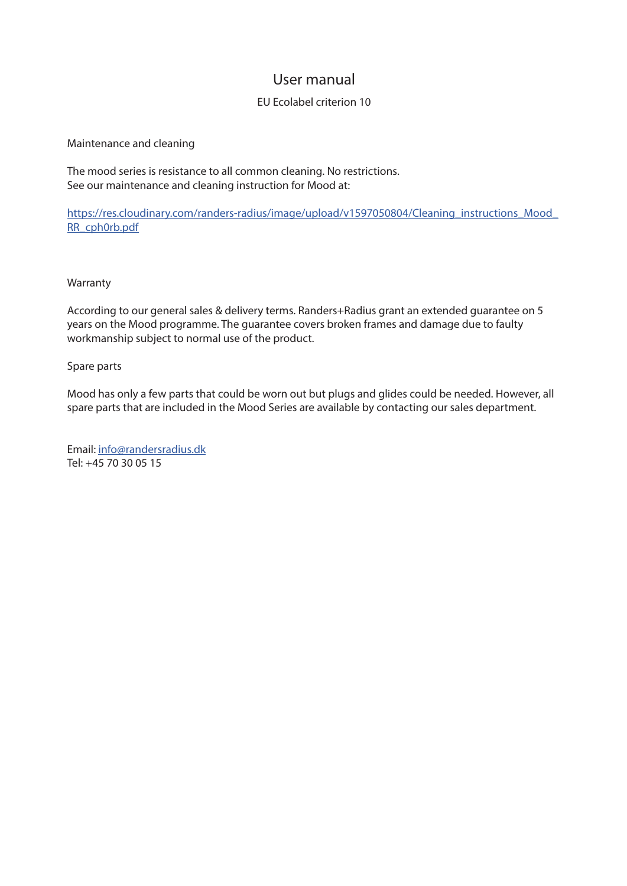# User manual

EU Ecolabel criterion 10

## Maintenance and cleaning

The mood series is resistance to all common cleaning. No restrictions.
See our maintenance and cleaning instruction for Mood at:

[https://res.cloudinary.com/randers-radius/image/upload/v1597050804/Cleaning_instructions_Mood_RR_cph0rb.pdf](https://res.cloudinary.com/randers-radius/image/upload/v1597050804/Cleaning_instructions_Mood_RR_cph0rb.pdf)

## Warranty

According to our general sales & delivery terms. Randers+Radius grant an extended guarantee on 5 years on the Mood programme. The guarantee covers broken frames and damage due to faulty workmanship subject to normal use of the product.

## Spare parts

Mood has only a few parts that could be worn out but plugs and glides could be needed. However, all spare parts that are included in the Mood Series are available by contacting our sales department.

Email: [info@randersradius.dk](mailto:info@randersradius.dk)
Tel: +45 70 30 05 15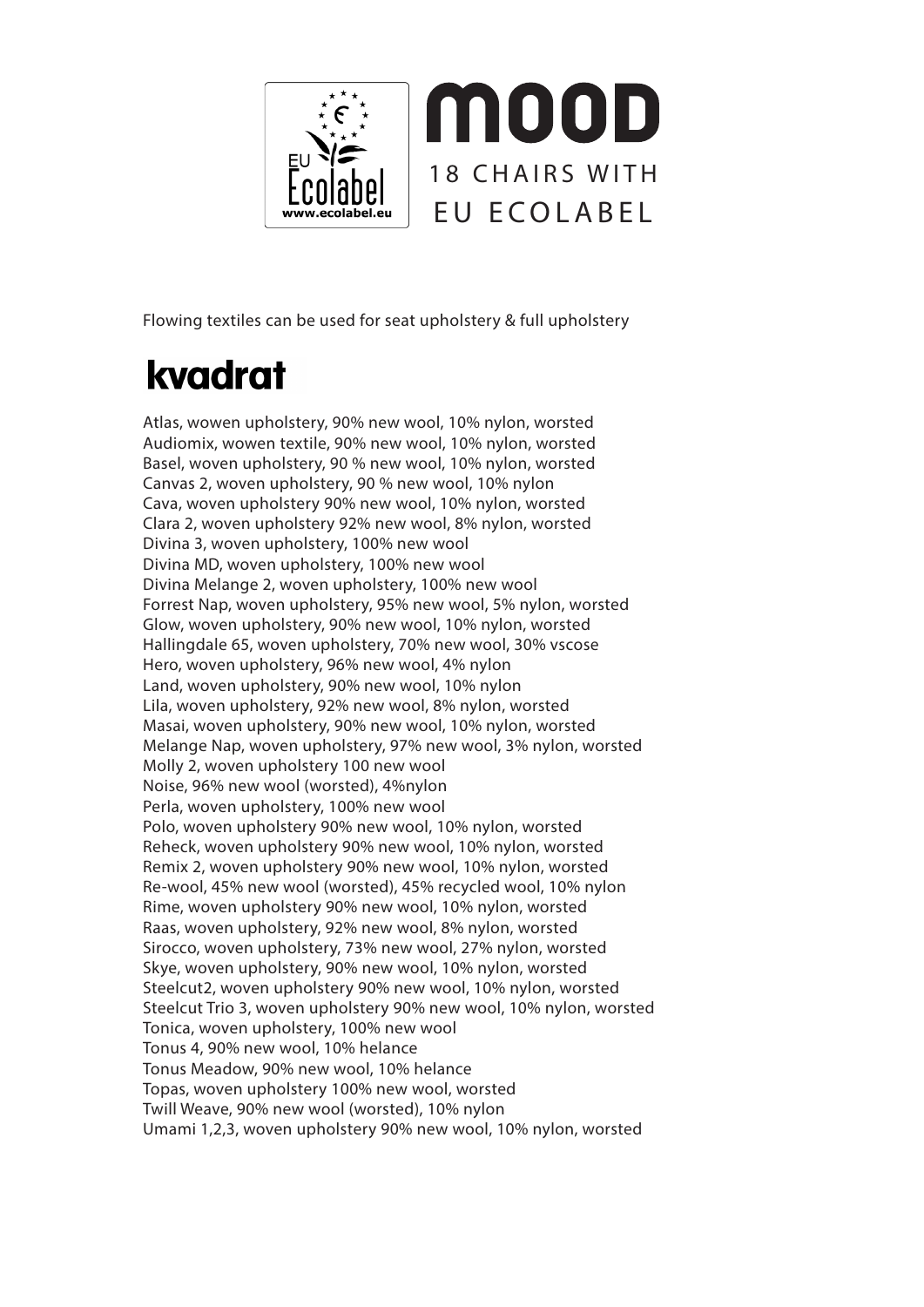EU Ecolabel
www.ecolabel.eu

# MOOD

18 CHAIRS WITH
EU ECOLABEL

Flowing textiles can be used for seat upholstery & full upholstery

## kvadrat

Atlas, wowen upholstery, 90% new wool, 10% nylon, worsted
Audiomix, wowen textile, 90% new wool, 10% nylon, worsted
Basel, woven upholstery, 90 % new wool, 10% nylon, worsted
Canvas 2, woven upholstery, 90 % new wool, 10% nylon
Cava, woven upholstery 90% new wool, 10% nylon, worsted
Clara 2, woven upholstery 92% new wool, 8% nylon, worsted
Divina 3, woven upholstery, 100% new wool
Divina MD, woven upholstery, 100% new wool
Divina Melange 2, woven upholstery, 100% new wool
Forrest Nap, woven upholstery, 95% new wool, 5% nylon, worsted
Glow, woven upholstery, 90% new wool, 10% nylon, worsted
Hallingdale 65, woven upholstery, 70% new wool, 30% vscose
Hero, woven upholstery, 96% new wool, 4% nylon
Land, woven upholstery, 90% new wool, 10% nylon
Lila, woven upholstery, 92% new wool, 8% nylon, worsted
Masai, woven upholstery, 90% new wool, 10% nylon, worsted
Melange Nap, woven upholstery, 97% new wool, 3% nylon, worsted
Molly 2, woven upholstery 100 new wool
Noise, 96% new wool (worsted), 4%nylon
Perla, woven upholstery, 100% new wool
Polo, woven upholstery 90% new wool, 10% nylon, worsted
Reheck, woven upholstery 90% new wool, 10% nylon, worsted
Remix 2, woven upholstery 90% new wool, 10% nylon, worsted
Re-wool, 45% new wool (worsted), 45% recycled wool, 10% nylon
Rime, woven upholstery 90% new wool, 10% nylon, worsted
Raas, woven upholstery, 92% new wool, 8% nylon, worsted
Sirocco, woven upholstery, 73% new wool, 27% nylon, worsted
Skye, woven upholstery, 90% new wool, 10% nylon, worsted
Steelcut2, woven upholstery 90% new wool, 10% nylon, worsted
Steelcut Trio 3, woven upholstery 90% new wool, 10% nylon, worsted
Tonica, woven upholstery, 100% new wool
Tonus 4, 90% new wool, 10% helance
Tonus Meadow, 90% new wool, 10% helance
Topas, woven upholstery 100% new wool, worsted
Twill Weave, 90% new wool (worsted), 10% nylon
Umami 1,2,3, woven upholstery 90% new wool, 10% nylon, worsted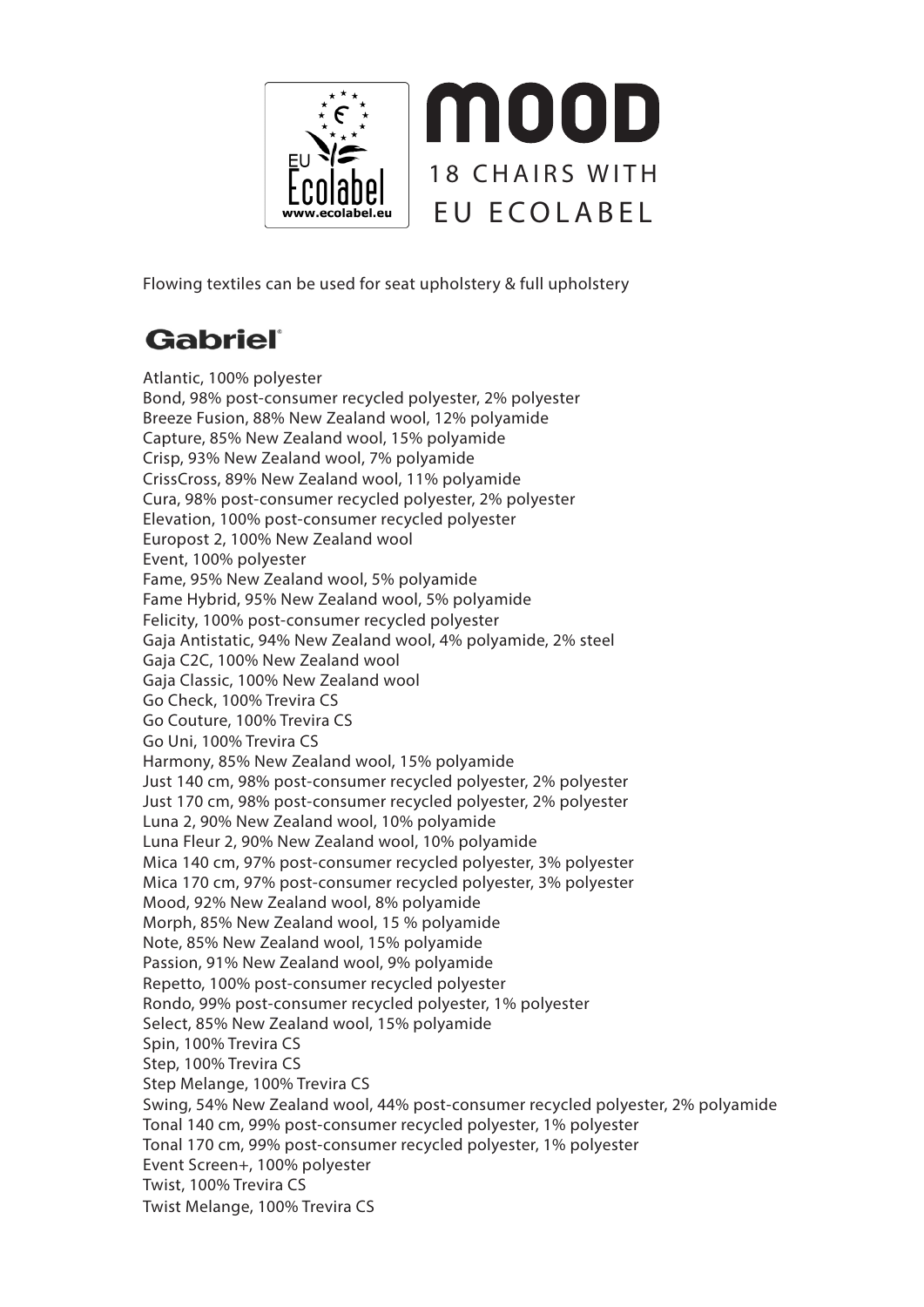EU Ecolabel www.ecolabel.eu

# MOOD

18 CHAIRS WITH EU ECOLABEL

Flowing textiles can be used for seat upholstery & full upholstery

## Gabriel®

Atlantic, 100% polyester
Bond, 98% post-consumer recycled polyester, 2% polyester
Breeze Fusion, 88% New Zealand wool, 12% polyamide
Capture, 85% New Zealand wool, 15% polyamide
Crisp, 93% New Zealand wool, 7% polyamide
CrissCross, 89% New Zealand wool, 11% polyamide
Cura, 98% post-consumer recycled polyester, 2% polyester
Elevation, 100% post-consumer recycled polyester
Europost 2, 100% New Zealand wool
Event, 100% polyester
Fame, 95% New Zealand wool, 5% polyamide
Fame Hybrid, 95% New Zealand wool, 5% polyamide
Felicity, 100% post-consumer recycled polyester
Gaja Antistatic, 94% New Zealand wool, 4% polyamide, 2% steel
Gaja C2C, 100% New Zealand wool
Gaja Classic, 100% New Zealand wool
Go Check, 100% Trevira CS
Go Couture, 100% Trevira CS
Go Uni, 100% Trevira CS
Harmony, 85% New Zealand wool, 15% polyamide
Just 140 cm, 98% post-consumer recycled polyester, 2% polyester
Just 170 cm, 98% post-consumer recycled polyester, 2% polyester
Luna 2, 90% New Zealand wool, 10% polyamide
Luna Fleur 2, 90% New Zealand wool, 10% polyamide
Mica 140 cm, 97% post-consumer recycled polyester, 3% polyester
Mica 170 cm, 97% post-consumer recycled polyester, 3% polyester
Mood, 92% New Zealand wool, 8% polyamide
Morph, 85% New Zealand wool, 15 % polyamide
Note, 85% New Zealand wool, 15% polyamide
Passion, 91% New Zealand wool, 9% polyamide
Repetto, 100% post-consumer recycled polyester
Rondo, 99% post-consumer recycled polyester, 1% polyester
Select, 85% New Zealand wool, 15% polyamide
Spin, 100% Trevira CS
Step, 100% Trevira CS
Step Melange, 100% Trevira CS
Swing, 54% New Zealand wool, 44% post-consumer recycled polyester, 2% polyamide
Tonal 140 cm, 99% post-consumer recycled polyester, 1% polyester
Tonal 170 cm, 99% post-consumer recycled polyester, 1% polyester
Event Screen+, 100% polyester
Twist, 100% Trevira CS
Twist Melange, 100% Trevira CS